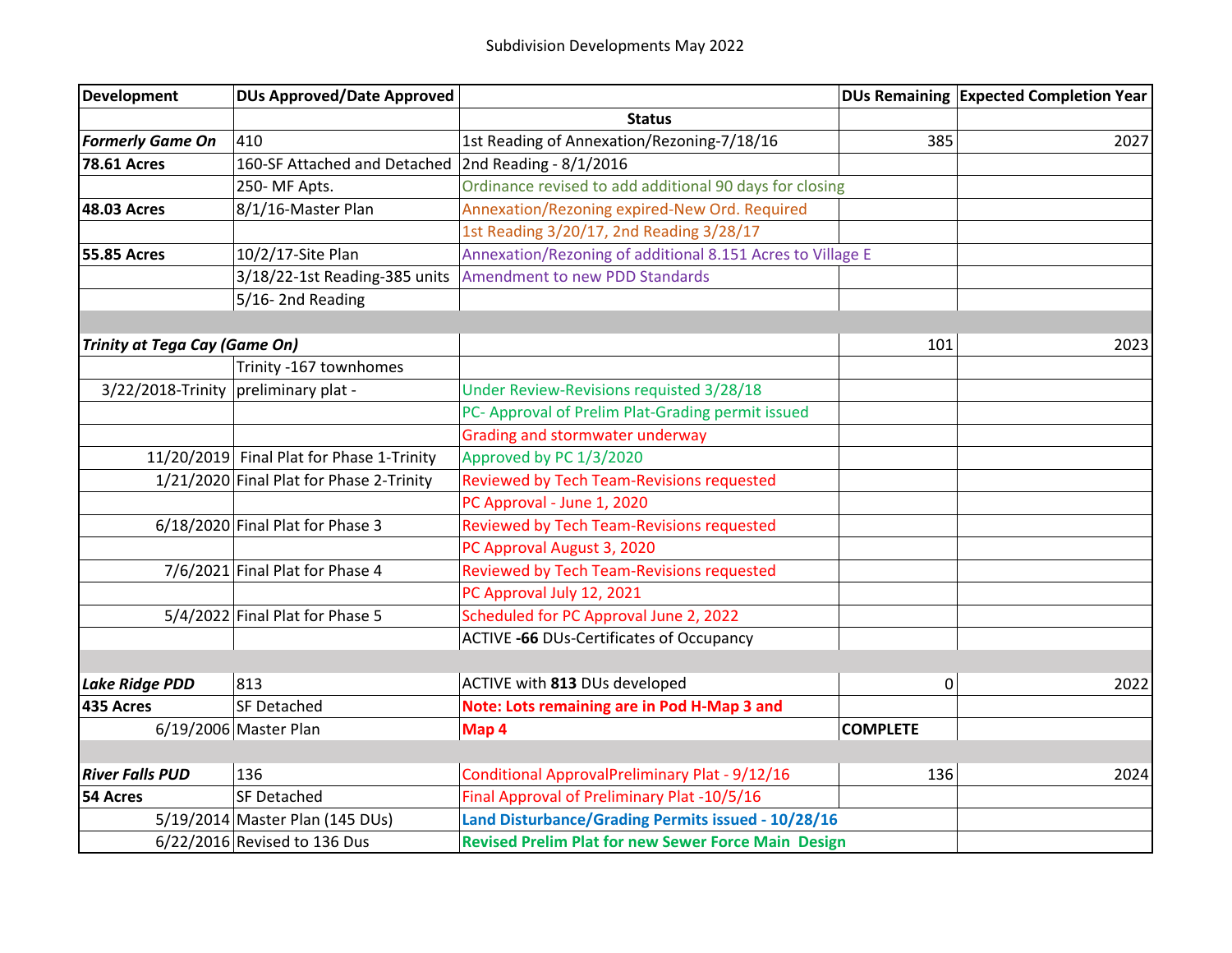# Subdivision Developments May 2022

| Development | DUs Approved/Date Approved | Status | DUs Remaining | Expected Completion Year |
|---|---|---|---|---|
| ***Formerly Game On*** | 410 | 1st Reading of Annexation/Rezoning-7/18/16 | 385 | 2027 |
| **78.61 Acres** | 160-SF Attached and Detached | 2nd Reading - 8/1/2016 | | |
| | 250- MF Apts. | Ordinance revised to add additional 90 days for closing | | |
| **48.03 Acres** | 8/1/16-Master Plan | Annexation/Rezoning expired-New Ord. Required | | |
| | | 1st Reading 3/20/17, 2nd Reading 3/28/17 | | |
| **55.85 Acres** | 10/2/17-Site Plan | Annexation/Rezoning of additional 8.151 Acres to Village E | | |
| | 3/18/22-1st Reading-385 units | Amendment to new PDD Standards | | |
| | 5/16- 2nd Reading | | | |
| | | | | |
| ***Trinity at Tega Cay (Game On)*** | | | 101 | 2023 |
| | Trinity -167 townhomes | | | |
| 3/22/2018-Trinity | preliminary plat - | Under Review-Revisions requisted 3/28/18 | | |
| | | PC- Approval of Prelim Plat-Grading permit issued | | |
| | | Grading and stormwater underway | | |
| 11/20/2019 | Final Plat for Phase 1-Trinity | Approved by PC 1/3/2020 | | |
| 1/21/2020 | Final Plat for Phase 2-Trinity | Reviewed by Tech Team-Revisions requested | | |
| | | PC Approval - June 1, 2020 | | |
| 6/18/2020 | Final Plat for Phase 3 | Reviewed by Tech Team-Revisions requested | | |
| | | PC Approval August 3, 2020 | | |
| 7/6/2021 | Final Plat for Phase 4 | Reviewed by Tech Team-Revisions requested | | |
| | | PC Approval July 12, 2021 | | |
| 5/4/2022 | Final Plat for Phase 5 | Scheduled for PC Approval June 2, 2022 | | |
| | | ACTIVE **-66** DUs-Certificates of Occupancy | | |
| | | | | |
| ***Lake Ridge PDD*** | 813 | ACTIVE with **813** DUs developed | 0 | 2022 |
| **435 Acres** | SF Detached | **Note: Lots remaining are in Pod H-Map 3 and** | | |
| 6/19/2006 | Master Plan | **Map 4** | **COMPLETE** | |
| | | | | |
| ***River Falls PUD*** | 136 | Conditional ApprovalPreliminary Plat - 9/12/16 | 136 | 2024 |
| **54 Acres** | SF Detached | Final Approval of Preliminary Plat -10/5/16 | | |
| 5/19/2014 | Master Plan (145 DUs) | **Land Disturbance/Grading Permits issued - 10/28/16** | | |
| 6/22/2016 | Revised to 136 Dus | **Revised Prelim Plat for new Sewer Force Main Design** | | |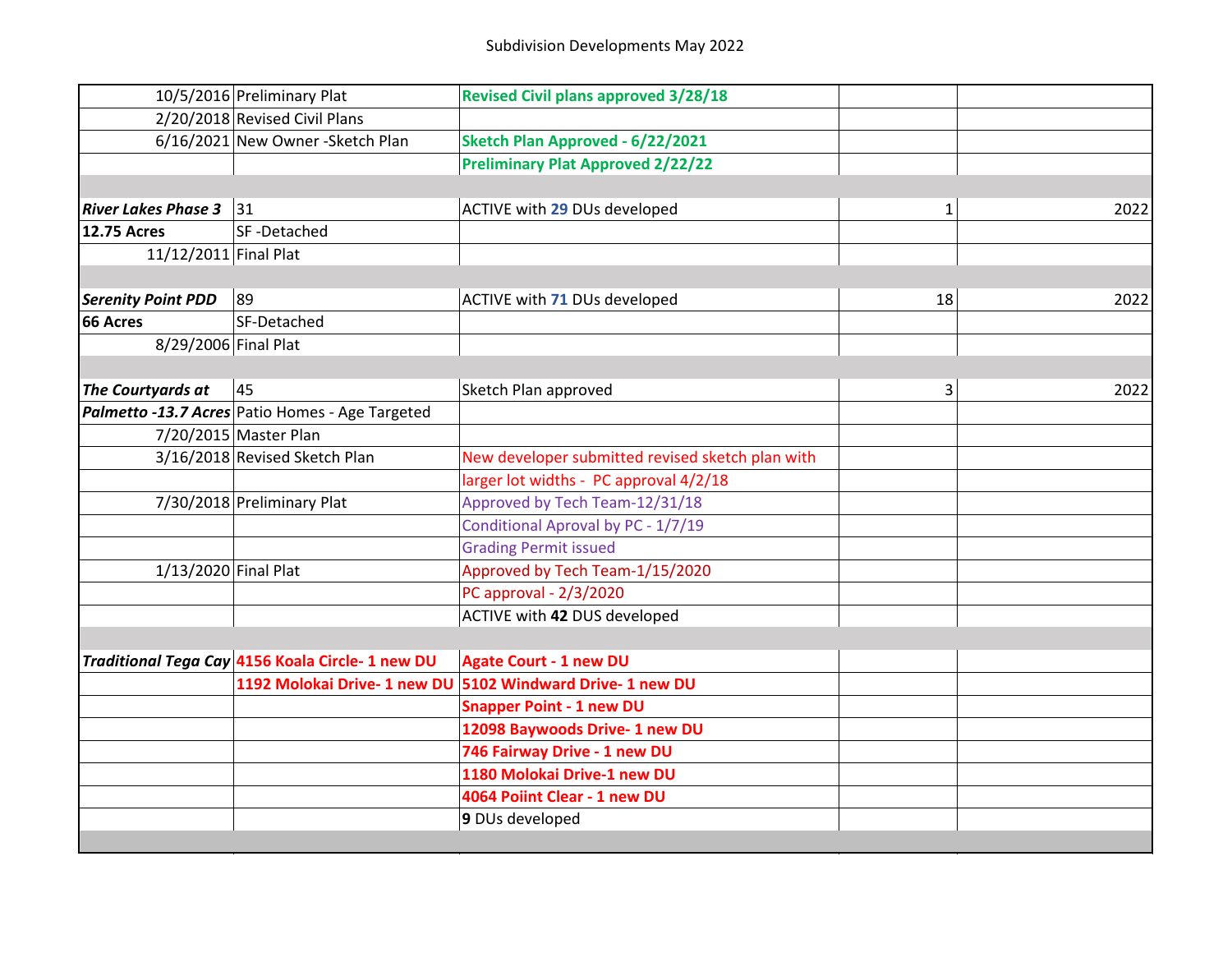# Subdivision Developments May 2022

| | | | | |
|---|---|---|---|---|
| 10/5/2016 | Preliminary Plat | **Revised Civil plans approved 3/28/18** | | |
| 2/20/2018 | Revised Civil Plans | | | |
| 6/16/2021 | New Owner -Sketch Plan | **Sketch Plan Approved - 6/22/2021** | | |
| | | **Preliminary Plat Approved 2/22/22** | | |
| | | | | |
| ***River Lakes Phase 3*** | 31 | ACTIVE with **29** DUs developed | 1 | 2022 |
| **12.75 Acres** | SF -Detached | | | |
| 11/12/2011 | Final Plat | | | |
| | | | | |
| ***Serenity Point PDD*** | 89 | ACTIVE with **71** DUs developed | 18 | 2022 |
| **66 Acres** | SF-Detached | | | |
| 8/29/2006 | Final Plat | | | |
| | | | | |
| ***The Courtyards at*** | 45 | Sketch Plan approved | 3 | 2022 |
| ***Palmetto -13.7 Acres*** | Patio Homes - Age Targeted | | | |
| 7/20/2015 | Master Plan | | | |
| 3/16/2018 | Revised Sketch Plan | New developer submitted revised sketch plan with | | |
| | | larger lot widths - PC approval 4/2/18 | | |
| 7/30/2018 | Preliminary Plat | Approved by Tech Team-12/31/18 | | |
| | | Conditional Aproval by PC - 1/7/19 | | |
| | | Grading Permit issued | | |
| 1/13/2020 | Final Plat | Approved by Tech Team-1/15/2020 | | |
| | | PC approval - 2/3/2020 | | |
| | | ACTIVE with **42** DUS developed | | |
| | | | | |
| ***Traditional Tega Cay*** | **4156 Koala Circle- 1 new DU** | **Agate Court - 1 new DU** | | |
| | **1192 Molokai Drive- 1 new DU** | **5102 Windward Drive- 1 new DU** | | |
| | | **Snapper Point - 1 new DU** | | |
| | | **12098 Baywoods Drive- 1 new DU** | | |
| | | **746 Fairway Drive - 1 new DU** | | |
| | | **1180 Molokai Drive-1 new DU** | | |
| | | **4064 Poiint Clear - 1 new DU** | | |
| | | **9** DUs developed | | |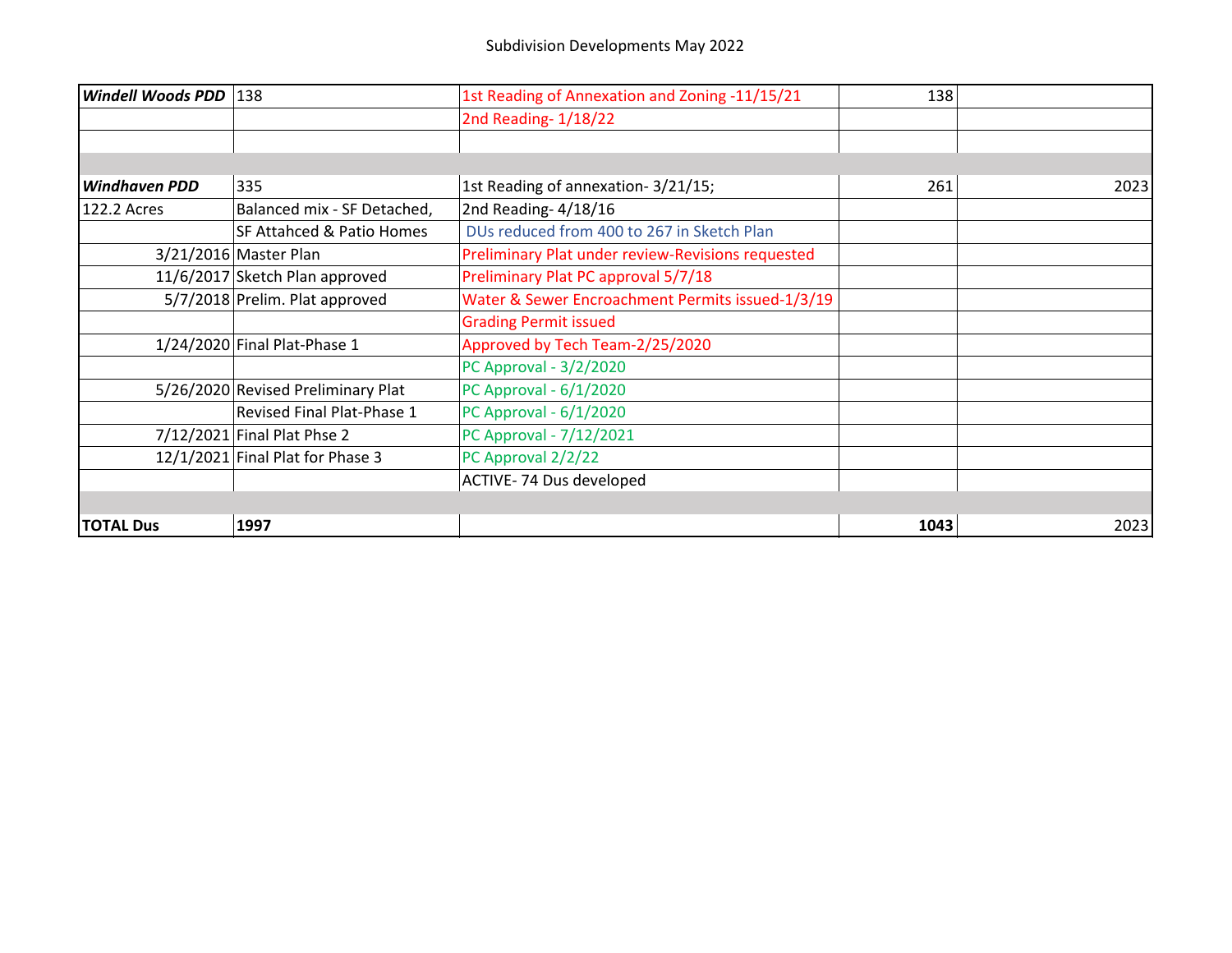Subdivision Developments May 2022

| | | | | |
|---|---|---|---|---|
| ***Windell Woods PDD*** | 138 | 1st Reading of Annexation and Zoning -11/15/21 | 138 | |
| | | 2nd Reading- 1/18/22 | | |
| | | | | |
| | | | | |
| ***Windhaven PDD*** | 335 | 1st Reading of annexation- 3/21/15; | 261 | 2023 |
| 122.2 Acres | Balanced mix - SF Detached, | 2nd Reading- 4/18/16 | | |
| | SF Attahced & Patio Homes | DUs reduced from 400 to 267 in Sketch Plan | | |
| 3/21/2016 | Master Plan | Preliminary Plat under review-Revisions requested | | |
| 11/6/2017 | Sketch Plan approved | Preliminary Plat PC approval 5/7/18 | | |
| 5/7/2018 | Prelim. Plat approved | Water & Sewer Encroachment Permits issued-1/3/19 | | |
| | | Grading Permit issued | | |
| 1/24/2020 | Final Plat-Phase 1 | Approved by Tech Team-2/25/2020 | | |
| | | PC Approval - 3/2/2020 | | |
| 5/26/2020 | Revised Preliminary Plat | PC Approval - 6/1/2020 | | |
| | Revised Final Plat-Phase 1 | PC Approval - 6/1/2020 | | |
| 7/12/2021 | Final Plat Phse 2 | PC Approval - 7/12/2021 | | |
| 12/1/2021 | Final Plat for Phase 3 | PC Approval 2/2/22 | | |
| | | ACTIVE- 74 Dus developed | | |
| | | | | |
| **TOTAL Dus** | **1997** | | **1043** | 2023 |